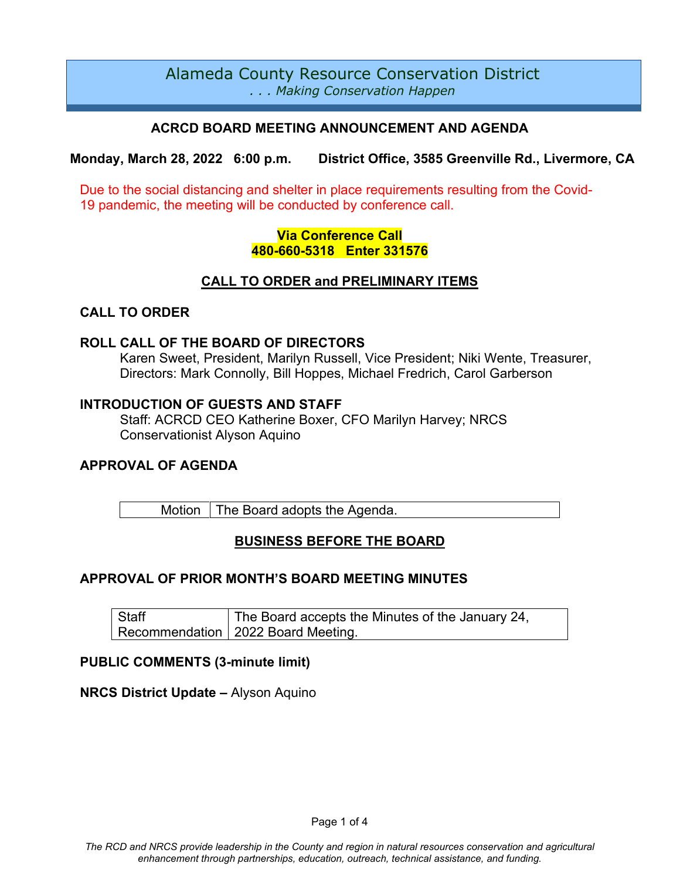# Alameda County Resource Conservation District

*. . . Making Conservation Happen*

## ACRCD BOARD MEETING ANNOUNCEMENT AND AGENDA

**Monday, March 28, 2022 6:00 p.m. District Office, 3585 Greenville Rd., Livermore, CA**

Due to the social distancing and shelter in place requirements resulting from the Covid-19 pandemic, the meeting will be conducted by conference call.

**Via Conference Call**
**480-660-5318 Enter 331576**

## CALL TO ORDER and PRELIMINARY ITEMS

### CALL TO ORDER

### ROLL CALL OF THE BOARD OF DIRECTORS

Karen Sweet, President, Marilyn Russell, Vice President; Niki Wente, Treasurer, Directors: Mark Connolly, Bill Hoppes, Michael Fredrich, Carol Garberson

### INTRODUCTION OF GUESTS AND STAFF

Staff: ACRCD CEO Katherine Boxer, CFO Marilyn Harvey; NRCS Conservationist Alyson Aquino

### APPROVAL OF AGENDA

| Motion | The Board adopts the Agenda. |
|---|---|

## BUSINESS BEFORE THE BOARD

### APPROVAL OF PRIOR MONTH'S BOARD MEETING MINUTES

| Staff Recommendation | The Board accepts the Minutes of the January 24, 2022 Board Meeting. |
|---|---|

### PUBLIC COMMENTS (3-minute limit)

**NRCS District Update –** Alyson Aquino

*The RCD and NRCS provide leadership in the County and region in natural resources conservation and agricultural enhancement through partnerships, education, outreach, technical assistance, and funding.*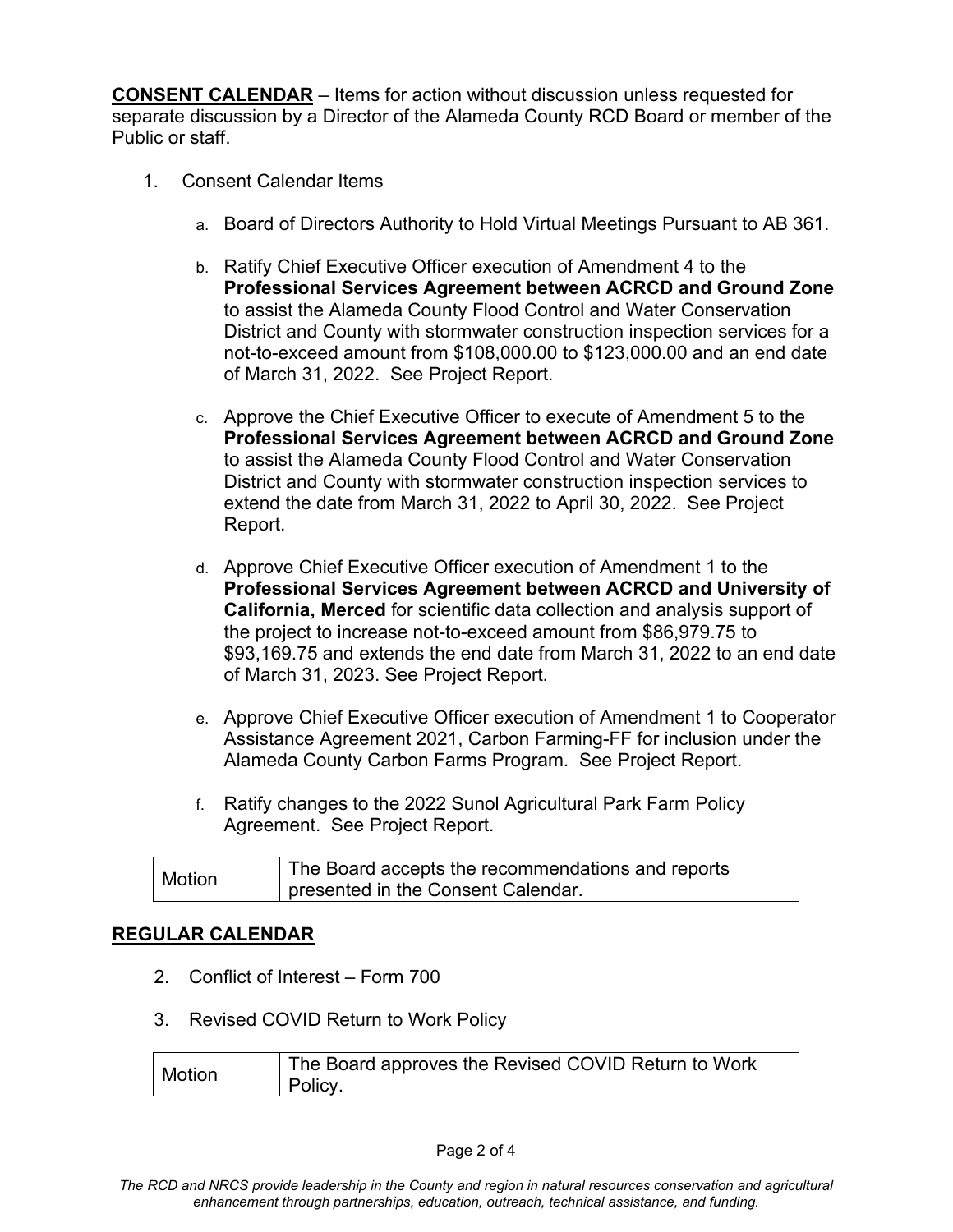**<u>CONSENT CALENDAR</u>** – Items for action without discussion unless requested for separate discussion by a Director of the Alameda County RCD Board or member of the Public or staff.

1. Consent Calendar Items

   a. Board of Directors Authority to Hold Virtual Meetings Pursuant to AB 361.

   b. Ratify Chief Executive Officer execution of Amendment 4 to the **Professional Services Agreement between ACRCD and Ground Zone** to assist the Alameda County Flood Control and Water Conservation District and County with stormwater construction inspection services for a not-to-exceed amount from $108,000.00 to $123,000.00 and an end date of March 31, 2022. See Project Report.

   c. Approve the Chief Executive Officer to execute of Amendment 5 to the **Professional Services Agreement between ACRCD and Ground Zone** to assist the Alameda County Flood Control and Water Conservation District and County with stormwater construction inspection services to extend the date from March 31, 2022 to April 30, 2022. See Project Report.

   d. Approve Chief Executive Officer execution of Amendment 1 to the **Professional Services Agreement between ACRCD and University of California, Merced** for scientific data collection and analysis support of the project to increase not-to-exceed amount from $86,979.75 to $93,169.75 and extends the end date from March 31, 2022 to an end date of March 31, 2023. See Project Report.

   e. Approve Chief Executive Officer execution of Amendment 1 to Cooperator Assistance Agreement 2021, Carbon Farming-FF for inclusion under the Alameda County Carbon Farms Program. See Project Report.

   f. Ratify changes to the 2022 Sunol Agricultural Park Farm Policy Agreement. See Project Report.

| Motion | The Board accepts the recommendations and reports presented in the Consent Calendar. |
|---|---|

**<u>REGULAR CALENDAR</u>**

2. Conflict of Interest – Form 700

3. Revised COVID Return to Work Policy

| Motion | The Board approves the Revised COVID Return to Work Policy. |
|---|---|

*The RCD and NRCS provide leadership in the County and region in natural resources conservation and agricultural enhancement through partnerships, education, outreach, technical assistance, and funding.*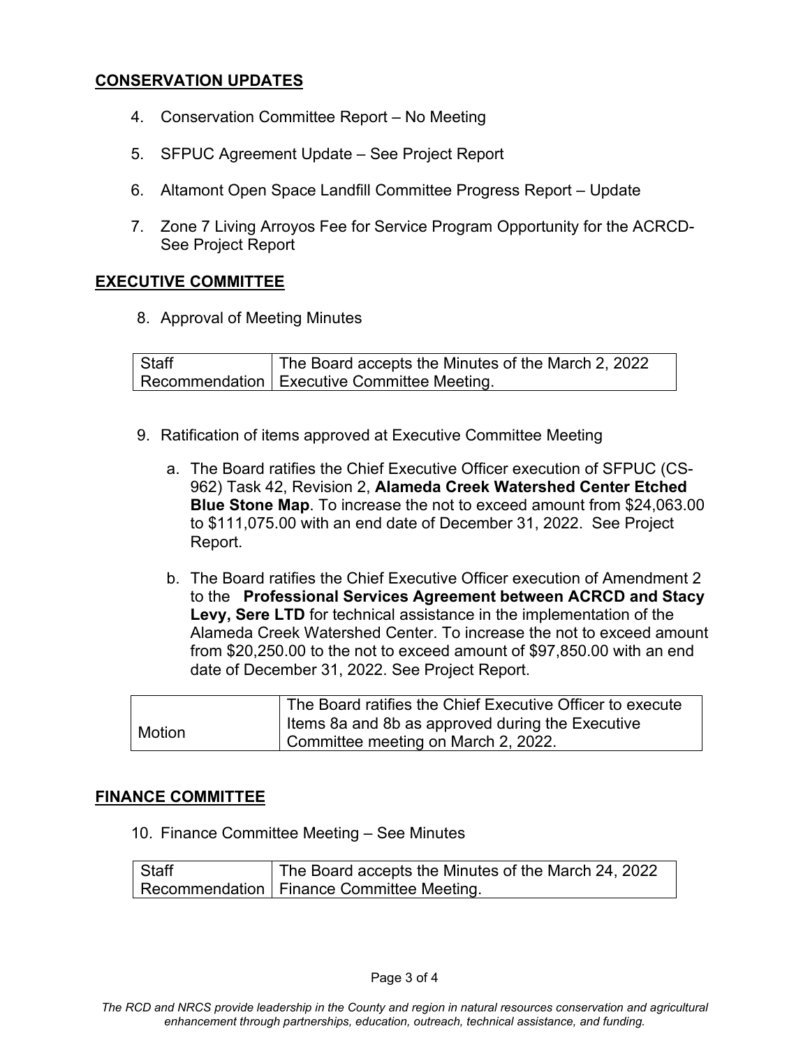## CONSERVATION UPDATES

4. Conservation Committee Report – No Meeting

5. SFPUC Agreement Update – See Project Report

6. Altamont Open Space Landfill Committee Progress Report – Update

7. Zone 7 Living Arroyos Fee for Service Program Opportunity for the ACRCD- See Project Report

## EXECUTIVE COMMITTEE

8. Approval of Meeting Minutes

| Staff Recommendation | The Board accepts the Minutes of the March 2, 2022 Executive Committee Meeting. |
|---|---|

9. Ratification of items approved at Executive Committee Meeting

   a. The Board ratifies the Chief Executive Officer execution of SFPUC (CS-962) Task 42, Revision 2, **Alameda Creek Watershed Center Etched Blue Stone Map**. To increase the not to exceed amount from $24,063.00 to $111,075.00 with an end date of December 31, 2022. See Project Report.

   b. The Board ratifies the Chief Executive Officer execution of Amendment 2 to the **Professional Services Agreement between ACRCD and Stacy Levy, Sere LTD** for technical assistance in the implementation of the Alameda Creek Watershed Center. To increase the not to exceed amount from $20,250.00 to the not to exceed amount of $97,850.00 with an end date of December 31, 2022. See Project Report.

| Motion | The Board ratifies the Chief Executive Officer to execute Items 8a and 8b as approved during the Executive Committee meeting on March 2, 2022. |
|---|---|

## FINANCE COMMITTEE

10. Finance Committee Meeting – See Minutes

| Staff Recommendation | The Board accepts the Minutes of the March 24, 2022 Finance Committee Meeting. |
|---|---|

*The RCD and NRCS provide leadership in the County and region in natural resources conservation and agricultural enhancement through partnerships, education, outreach, technical assistance, and funding.*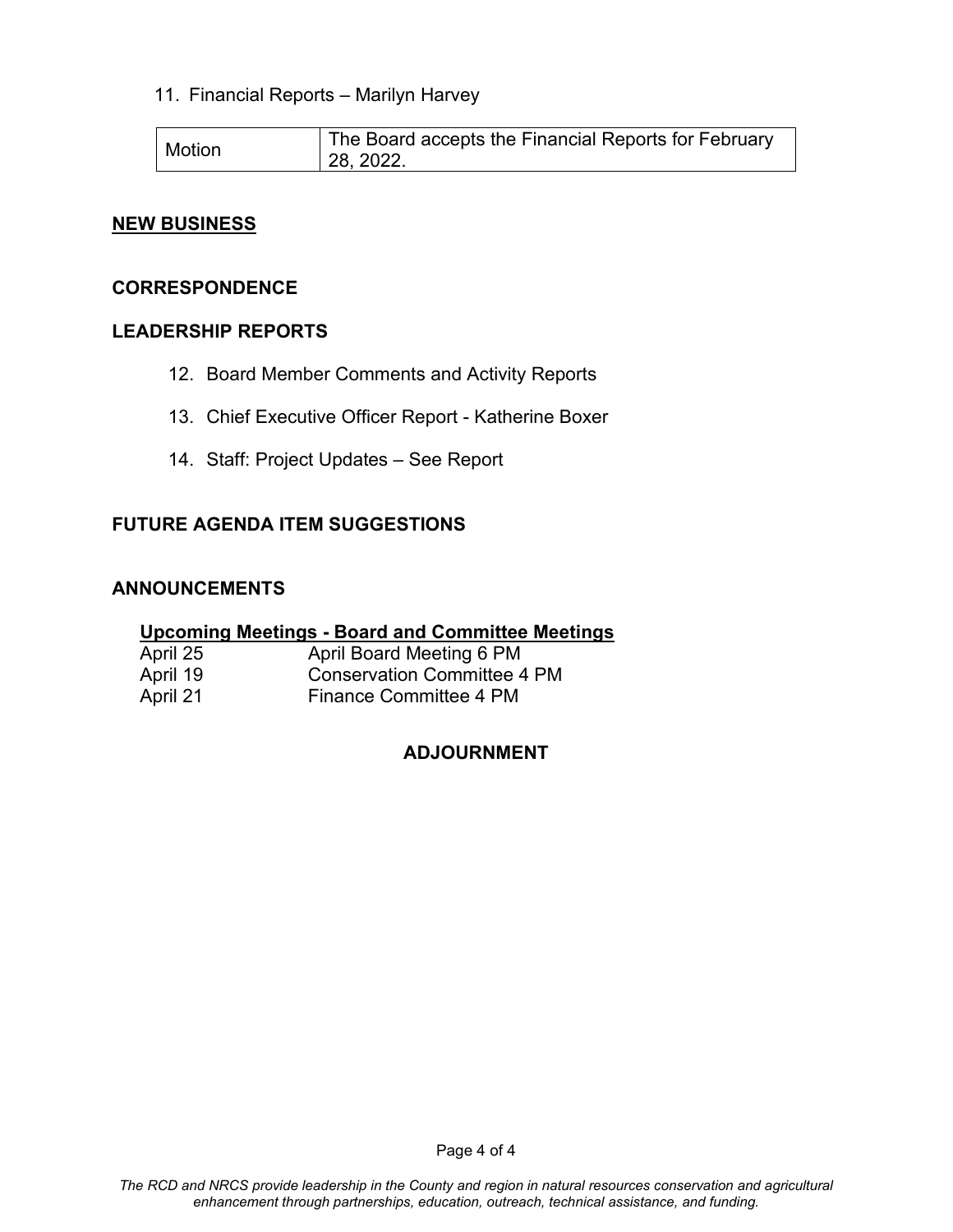11. Financial Reports – Marilyn Harvey

| | |
|---|---|
| Motion | The Board accepts the Financial Reports for February 28, 2022. |

## NEW BUSINESS

## CORRESPONDENCE

## LEADERSHIP REPORTS

12. Board Member Comments and Activity Reports
13. Chief Executive Officer Report - Katherine Boxer
14. Staff: Project Updates – See Report

## FUTURE AGENDA ITEM SUGGESTIONS

## ANNOUNCEMENTS

**Upcoming Meetings - Board and Committee Meetings**

| | |
|---|---|
| April 25 | April Board Meeting 6 PM |
| April 19 | Conservation Committee 4 PM |
| April 21 | Finance Committee 4 PM |

## ADJOURNMENT

*The RCD and NRCS provide leadership in the County and region in natural resources conservation and agricultural enhancement through partnerships, education, outreach, technical assistance, and funding.*